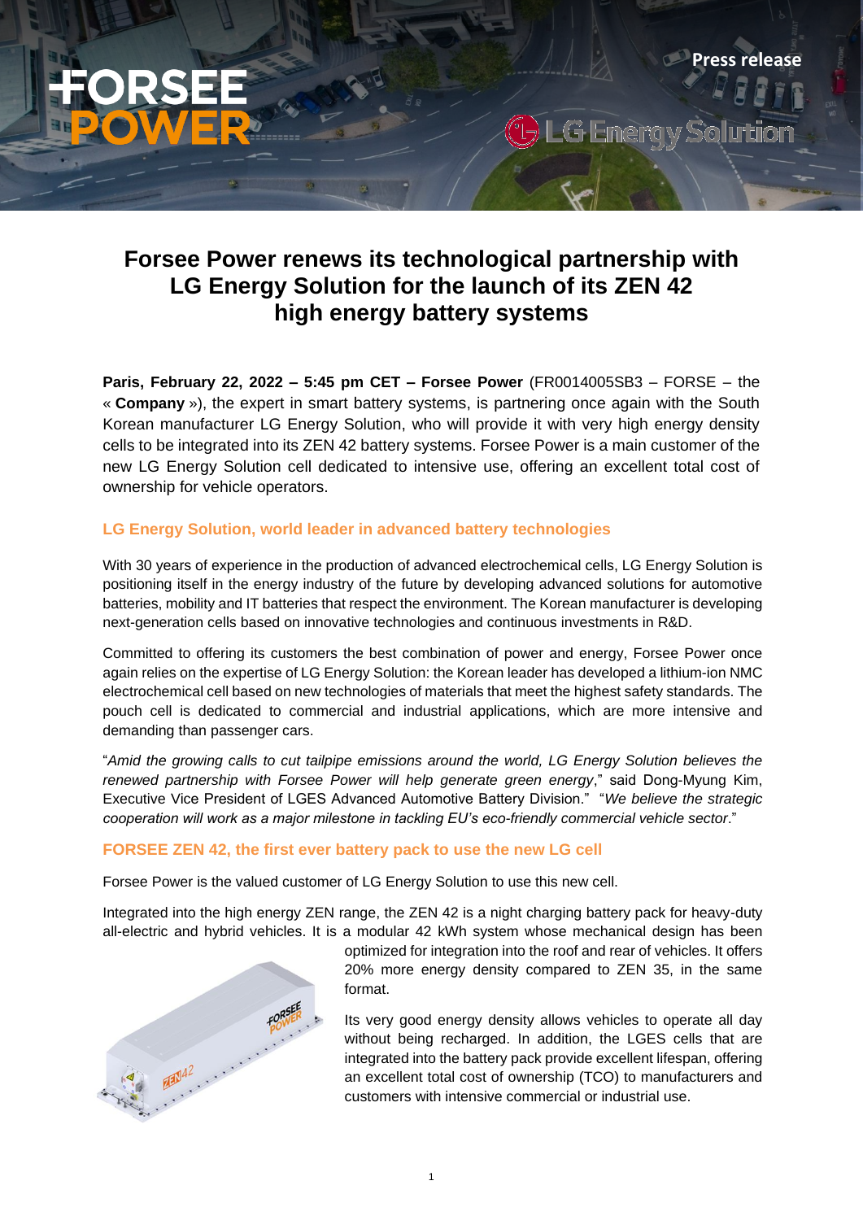Press release

# Forsee Power renews its technological partnership with LG Energy Solution for the launch of its ZEN 42 high energy battery systems

**Paris, February 22, 2022 – 5:45 pm CET – Forsee Power** (FR0014005SB3 – FORSE – the « **Company** »), the expert in smart battery systems, is partnering once again with the South Korean manufacturer LG Energy Solution, who will provide it with very high energy density cells to be integrated into its ZEN 42 battery systems. Forsee Power is a main customer of the new LG Energy Solution cell dedicated to intensive use, offering an excellent total cost of ownership for vehicle operators.

## LG Energy Solution, world leader in advanced battery technologies

With 30 years of experience in the production of advanced electrochemical cells, LG Energy Solution is positioning itself in the energy industry of the future by developing advanced solutions for automotive batteries, mobility and IT batteries that respect the environment. The Korean manufacturer is developing next-generation cells based on innovative technologies and continuous investments in R&D.

Committed to offering its customers the best combination of power and energy, Forsee Power once again relies on the expertise of LG Energy Solution: the Korean leader has developed a lithium-ion NMC electrochemical cell based on new technologies of materials that meet the highest safety standards. The pouch cell is dedicated to commercial and industrial applications, which are more intensive and demanding than passenger cars.

"*Amid the growing calls to cut tailpipe emissions around the world, LG Energy Solution believes the renewed partnership with Forsee Power will help generate green energy*," said Dong-Myung Kim, Executive Vice President of LGES Advanced Automotive Battery Division." "*We believe the strategic cooperation will work as a major milestone in tackling EU's eco-friendly commercial vehicle sector*."

## FORSEE ZEN 42, the first ever battery pack to use the new LG cell

Forsee Power is the valued customer of LG Energy Solution to use this new cell.

Integrated into the high energy ZEN range, the ZEN 42 is a night charging battery pack for heavy-duty all-electric and hybrid vehicles. It is a modular 42 kWh system whose mechanical design has been optimized for integration into the roof and rear of vehicles. It offers 20% more energy density compared to ZEN 35, in the same format.

Its very good energy density allows vehicles to operate all day without being recharged. In addition, the LGES cells that are integrated into the battery pack provide excellent lifespan, offering an excellent total cost of ownership (TCO) to manufacturers and customers with intensive commercial or industrial use.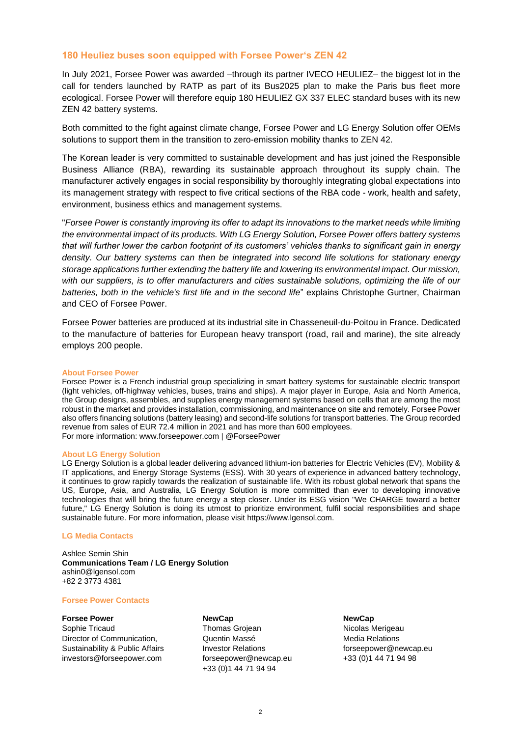## 180 Heuliez buses soon equipped with Forsee Power's ZEN 42

In July 2021, Forsee Power was awarded –through its partner IVECO HEULIEZ– the biggest lot in the call for tenders launched by RATP as part of its Bus2025 plan to make the Paris bus fleet more ecological. Forsee Power will therefore equip 180 HEULIEZ GX 337 ELEC standard buses with its new ZEN 42 battery systems.

Both committed to the fight against climate change, Forsee Power and LG Energy Solution offer OEMs solutions to support them in the transition to zero-emission mobility thanks to ZEN 42.

The Korean leader is very committed to sustainable development and has just joined the Responsible Business Alliance (RBA), rewarding its sustainable approach throughout its supply chain. The manufacturer actively engages in social responsibility by thoroughly integrating global expectations into its management strategy with respect to five critical sections of the RBA code - work, health and safety, environment, business ethics and management systems.

"*Forsee Power is constantly improving its offer to adapt its innovations to the market needs while limiting the environmental impact of its products. With LG Energy Solution, Forsee Power offers battery systems that will further lower the carbon footprint of its customers' vehicles thanks to significant gain in energy density. Our battery systems can then be integrated into second life solutions for stationary energy storage applications further extending the battery life and lowering its environmental impact. Our mission, with our suppliers, is to offer manufacturers and cities sustainable solutions, optimizing the life of our batteries, both in the vehicle's first life and in the second life*" explains Christophe Gurtner, Chairman and CEO of Forsee Power.

Forsee Power batteries are produced at its industrial site in Chasseneuil-du-Poitou in France. Dedicated to the manufacture of batteries for European heavy transport (road, rail and marine), the site already employs 200 people.

### About Forsee Power

Forsee Power is a French industrial group specializing in smart battery systems for sustainable electric transport (light vehicles, off-highway vehicles, buses, trains and ships). A major player in Europe, Asia and North America, the Group designs, assembles, and supplies energy management systems based on cells that are among the most robust in the market and provides installation, commissioning, and maintenance on site and remotely. Forsee Power also offers financing solutions (battery leasing) and second-life solutions for transport batteries. The Group recorded revenue from sales of EUR 72.4 million in 2021 and has more than 600 employees.
For more information: www.forseepower.com | @ForseePower

### About LG Energy Solution

LG Energy Solution is a global leader delivering advanced lithium-ion batteries for Electric Vehicles (EV), Mobility & IT applications, and Energy Storage Systems (ESS). With 30 years of experience in advanced battery technology, it continues to grow rapidly towards the realization of sustainable life. With its robust global network that spans the US, Europe, Asia, and Australia, LG Energy Solution is more committed than ever to developing innovative technologies that will bring the future energy a step closer. Under its ESG vision "We CHARGE toward a better future," LG Energy Solution is doing its utmost to prioritize environment, fulfil social responsibilities and shape sustainable future. For more information, please visit https://www.lgensol.com.

### LG Media Contacts

Ashlee Semin Shin
**Communications Team / LG Energy Solution**
ashin0@lgensol.com
+82 2 3773 4381

### Forsee Power Contacts

**Forsee Power**
Sophie Tricaud
Director of Communication, Sustainability & Public Affairs
investors@forseepower.com

**NewCap**
Thomas Grojean
Quentin Massé
Investor Relations
forseepower@newcap.eu
+33 (0)1 44 71 94 94

**NewCap**
Nicolas Merigeau
Media Relations
forseepower@newcap.eu
+33 (0)1 44 71 94 98